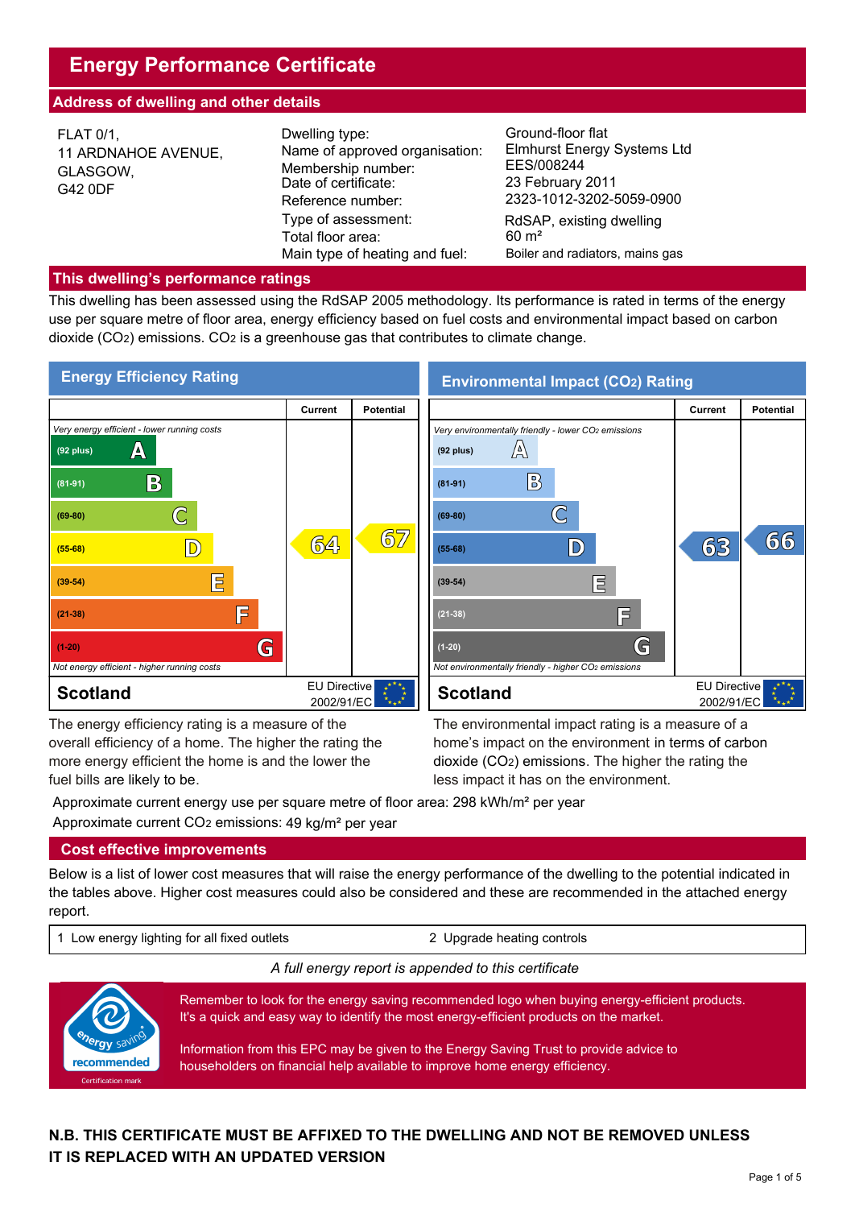# Energy Performance Certificate

## Address of dwelling and other details

FLAT 0/1,
11 ARDNAHOE AVENUE,
GLASGOW,
G42 0DF

| | |
|---|---|
| Dwelling type: | Ground-floor flat |
| Name of approved organisation: | Elmhurst Energy Systems Ltd |
| Membership number: | EES/008244 |
| Date of certificate: | 23 February 2011 |
| Reference number: | 2323-1012-3202-5059-0900 |
| Type of assessment: | RdSAP, existing dwelling |
| Total floor area: | 60 m² |
| Main type of heating and fuel: | Boiler and radiators, mains gas |

## This dwelling's performance ratings

This dwelling has been assessed using the RdSAP 2005 methodology. Its performance is rated in terms of the energy use per square metre of floor area, energy efficiency based on fuel costs and environmental impact based on carbon dioxide ($CO_2$) emissions. $CO_2$ is a greenhouse gas that contributes to climate change.

### Energy Efficiency Rating

| | Current | Potential |
|---|---|---|
| *Very energy efficient - lower running costs* | | |
| (92 plus) A | | |
| (81-91) B | | |
| (69-80) C | | |
| (55-68) D | 64 | 67 |
| (39-54) E | | |
| (21-38) F | | |
| (1-20) G | | |
| *Not energy efficient - higher running costs* | | |
| **Scotland** | EU Directive 2002/91/EC | |

The energy efficiency rating is a measure of the overall efficiency of a home. The higher the rating the more energy efficient the home is and the lower the fuel bills are likely to be.

### Environmental Impact ($CO_2$) Rating

| | Current | Potential |
|---|---|---|
| *Very environmentally friendly - lower $CO_2$ emissions* | | |
| (92 plus) A | | |
| (81-91) B | | |
| (69-80) C | | |
| (55-68) D | 63 | 66 |
| (39-54) E | | |
| (21-38) F | | |
| (1-20) G | | |
| *Not environmentally friendly - higher $CO_2$ emissions* | | |
| **Scotland** | EU Directive 2002/91/EC | |

The environmental impact rating is a measure of a home's impact on the environment in terms of carbon dioxide ($CO_2$) emissions. The higher the rating the less impact it has on the environment.

Approximate current energy use per square metre of floor area: 298 kWh/m² per year

Approximate current $CO_2$ emissions: 49 kg/m² per year

## Cost effective improvements

Below is a list of lower cost measures that will raise the energy performance of the dwelling to the potential indicated in the tables above. Higher cost measures could also be considered and these are recommended in the attached energy report.

| | |
|---|---|
| 1 Low energy lighting for all fixed outlets | 2 Upgrade heating controls |

*A full energy report is appended to this certificate*

energy saving recommended
Certification mark

Remember to look for the energy saving recommended logo when buying energy-efficient products. It's a quick and easy way to identify the most energy-efficient products on the market.

Information from this EPC may be given to the Energy Saving Trust to provide advice to householders on financial help available to improve home energy efficiency.

**N.B. THIS CERTIFICATE MUST BE AFFIXED TO THE DWELLING AND NOT BE REMOVED UNLESS IT IS REPLACED WITH AN UPDATED VERSION**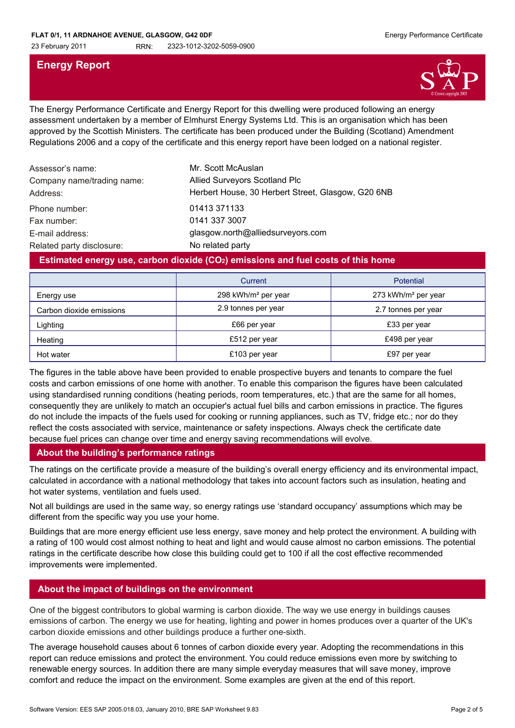FLAT 0/1, 11 ARDNAHOE AVENUE, GLASGOW, G42 0DF

23 February 2011 RRN: 2323-1012-3202-5059-0900

# Energy Report

The Energy Performance Certificate and Energy Report for this dwelling were produced following an energy assessment undertaken by a member of Elmhurst Energy Systems Ltd. This is an organisation which has been approved by the Scottish Ministers. The certificate has been produced under the Building (Scotland) Amendment Regulations 2006 and a copy of the certificate and this energy report have been lodged on a national register.

| | |
|---|---|
| Assessor's name: | Mr. Scott McAuslan |
| Company name/trading name: | Allied Surveyors Scotland Plc |
| Address: | Herbert House, 30 Herbert Street, Glasgow, G20 6NB |
| Phone number: | 01413 371133 |
| Fax number: | 0141 337 3007 |
| E-mail address: | glasgow.north@alliedsurveyors.com |
| Related party disclosure: | No related party |

## Estimated energy use, carbon dioxide ($CO_2$) emissions and fuel costs of this home

| | Current | Potential |
|---|---|---|
| Energy use | 298 kWh/m² per year | 273 kWh/m² per year |
| Carbon dioxide emissions | 2.9 tonnes per year | 2.7 tonnes per year |
| Lighting | £66 per year | £33 per year |
| Heating | £512 per year | £498 per year |
| Hot water | £103 per year | £97 per year |

The figures in the table above have been provided to enable prospective buyers and tenants to compare the fuel costs and carbon emissions of one home with another. To enable this comparison the figures have been calculated using standardised running conditions (heating periods, room temperatures, etc.) that are the same for all homes, consequently they are unlikely to match an occupier's actual fuel bills and carbon emissions in practice. The figures do not include the impacts of the fuels used for cooking or running appliances, such as TV, fridge etc.; nor do they reflect the costs associated with service, maintenance or safety inspections. Always check the certificate date because fuel prices can change over time and energy saving recommendations will evolve.

## About the building's performance ratings

The ratings on the certificate provide a measure of the building's overall energy efficiency and its environmental impact, calculated in accordance with a national methodology that takes into account factors such as insulation, heating and hot water systems, ventilation and fuels used.

Not all buildings are used in the same way, so energy ratings use 'standard occupancy' assumptions which may be different from the specific way you use your home.

Buildings that are more energy efficient use less energy, save money and help protect the environment. A building with a rating of 100 would cost almost nothing to heat and light and would cause almost no carbon emissions. The potential ratings in the certificate describe how close this building could get to 100 if all the cost effective recommended improvements were implemented.

## About the impact of buildings on the environment

One of the biggest contributors to global warming is carbon dioxide. The way we use energy in buildings causes emissions of carbon. The energy we use for heating, lighting and power in homes produces over a quarter of the UK's carbon dioxide emissions and other buildings produce a further one-sixth.

The average household causes about 6 tonnes of carbon dioxide every year. Adopting the recommendations in this report can reduce emissions and protect the environment. You could reduce emissions even more by switching to renewable energy sources. In addition there are many simple everyday measures that will save money, improve comfort and reduce the impact on the environment. Some examples are given at the end of this report.

Software Version: EES SAP 2005.018.03, January 2010, BRE SAP Worksheet 9.83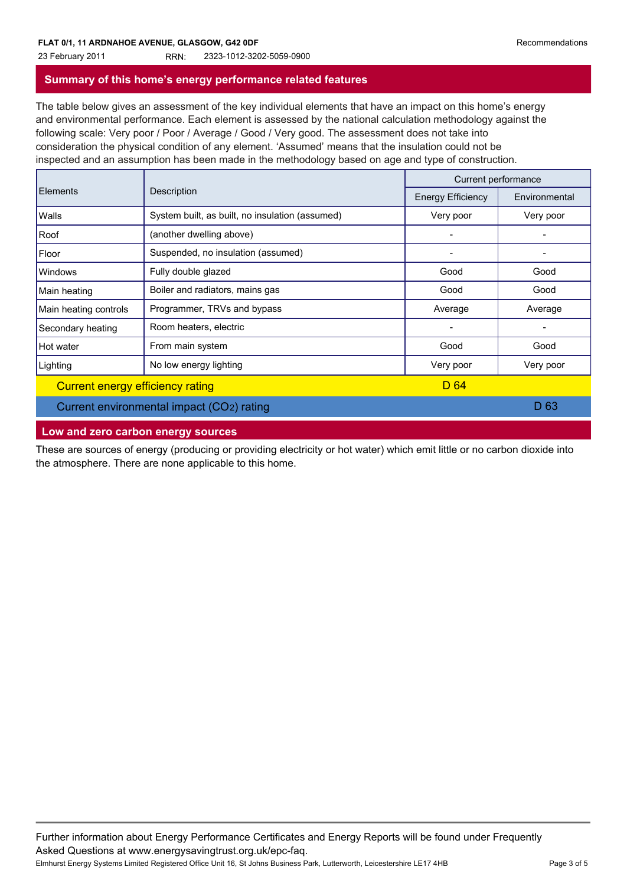**FLAT 0/1, 11 ARDNAHOE AVENUE, GLASGOW, G42 0DF**

23 February 2011 RRN: 2323-1012-3202-5059-0900

Recommendations

## Summary of this home's energy performance related features

The table below gives an assessment of the key individual elements that have an impact on this home's energy and environmental performance. Each element is assessed by the national calculation methodology against the following scale: Very poor / Poor / Average / Good / Very good. The assessment does not take into consideration the physical condition of any element. 'Assumed' means that the insulation could not be inspected and an assumption has been made in the methodology based on age and type of construction.

| Elements | Description | Current performance | |
|---|---|---|---|
| | | Energy Efficiency | Environmental |
| Walls | System built, as built, no insulation (assumed) | Very poor | Very poor |
| Roof | (another dwelling above) | - | - |
| Floor | Suspended, no insulation (assumed) | - | - |
| Windows | Fully double glazed | Good | Good |
| Main heating | Boiler and radiators, mains gas | Good | Good |
| Main heating controls | Programmer, TRVs and bypass | Average | Average |
| Secondary heating | Room heaters, electric | - | - |
| Hot water | From main system | Good | Good |
| Lighting | No low energy lighting | Very poor | Very poor |
| Current energy efficiency rating | | D 64 | |
| Current environmental impact ($CO_2$) rating | | | D 63 |

## Low and zero carbon energy sources

These are sources of energy (producing or providing electricity or hot water) which emit little or no carbon dioxide into the atmosphere. There are none applicable to this home.

Further information about Energy Performance Certificates and Energy Reports will be found under Frequently Asked Questions at www.energysavingtrust.org.uk/epc-faq.

Elmhurst Energy Systems Limited Registered Office Unit 16, St Johns Business Park, Lutterworth, Leicestershire LE17 4HB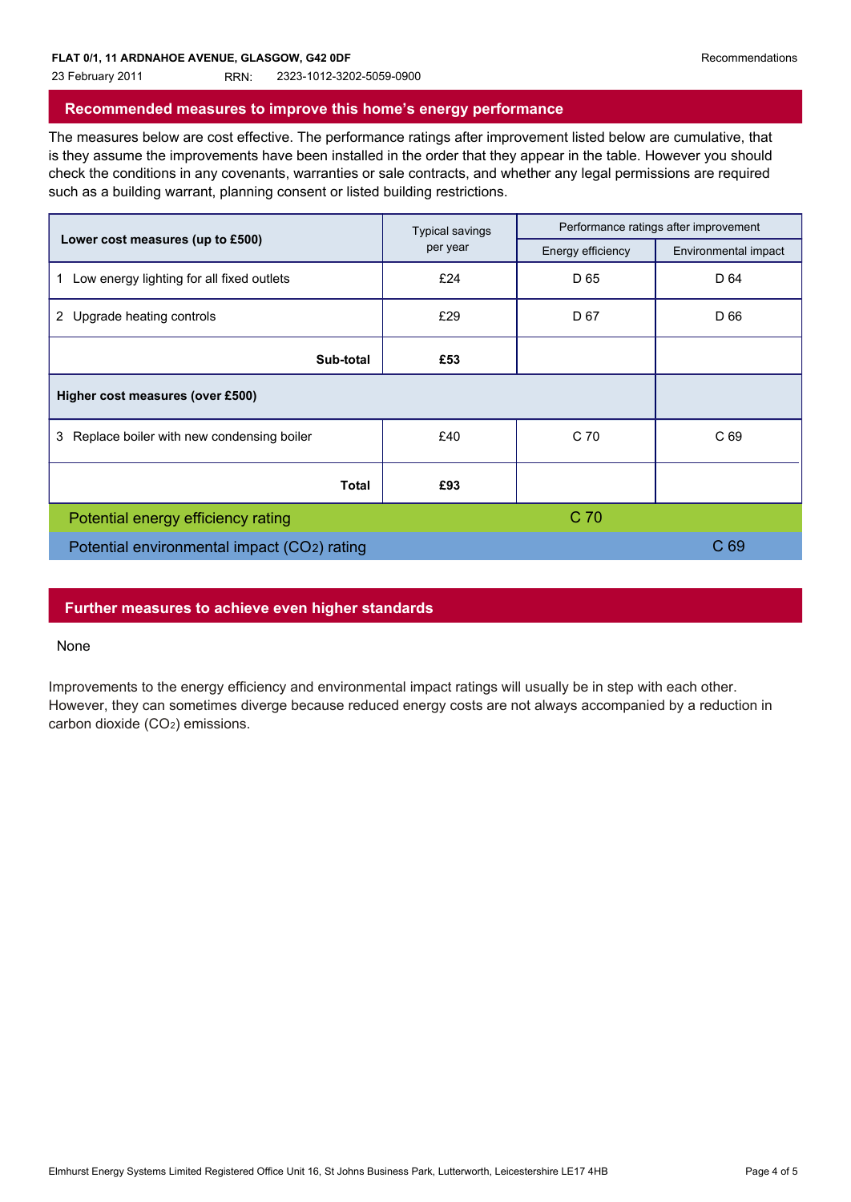FLAT 0/1, 11 ARDNAHOE AVENUE, GLASGOW, G42 0DF

23 February 2011 RRN: 2323-1012-3202-5059-0900

## Recommended measures to improve this home's energy performance

The measures below are cost effective. The performance ratings after improvement listed below are cumulative, that is they assume the improvements have been installed in the order that they appear in the table. However you should check the conditions in any covenants, warranties or sale contracts, and whether any legal permissions are required such as a building warrant, planning consent or listed building restrictions.

| Lower cost measures (up to £500) | Typical savings per year | Performance ratings after improvement | |
|---|---|---|---|
| | | Energy efficiency | Environmental impact |
| 1 Low energy lighting for all fixed outlets | £24 | D 65 | D 64 |
| 2 Upgrade heating controls | £29 | D 67 | D 66 |
| **Sub-total** | **£53** | | |
| **Higher cost measures (over £500)** | | | |
| 3 Replace boiler with new condensing boiler | £40 | C 70 | C 69 |
| **Total** | **£93** | | |
| Potential energy efficiency rating | | C 70 | |
| Potential environmental impact ($CO_2$) rating | | | C 69 |

## Further measures to achieve even higher standards

None

Improvements to the energy efficiency and environmental impact ratings will usually be in step with each other. However, they can sometimes diverge because reduced energy costs are not always accompanied by a reduction in carbon dioxide ($CO_2$) emissions.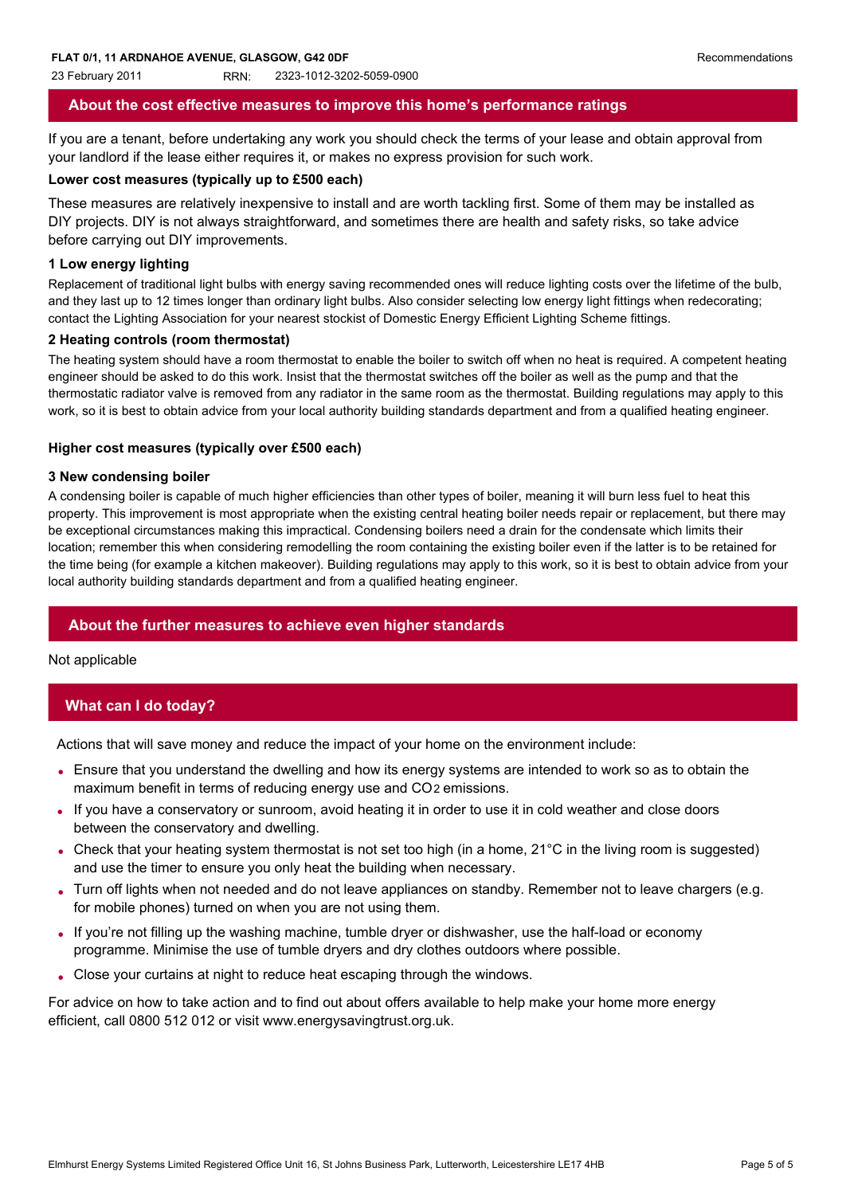## About the cost effective measures to improve this home's performance ratings

If you are a tenant, before undertaking any work you should check the terms of your lease and obtain approval from your landlord if the lease either requires it, or makes no express provision for such work.

**Lower cost measures (typically up to £500 each)**

These measures are relatively inexpensive to install and are worth tackling first. Some of them may be installed as DIY projects. DIY is not always straightforward, and sometimes there are health and safety risks, so take advice before carrying out DIY improvements.

### 1 Low energy lighting

Replacement of traditional light bulbs with energy saving recommended ones will reduce lighting costs over the lifetime of the bulb, and they last up to 12 times longer than ordinary light bulbs. Also consider selecting low energy light fittings when redecorating; contact the Lighting Association for your nearest stockist of Domestic Energy Efficient Lighting Scheme fittings.

### 2 Heating controls (room thermostat)

The heating system should have a room thermostat to enable the boiler to switch off when no heat is required. A competent heating engineer should be asked to do this work. Insist that the thermostat switches off the boiler as well as the pump and that the thermostatic radiator valve is removed from any radiator in the same room as the thermostat. Building regulations may apply to this work, so it is best to obtain advice from your local authority building standards department and from a qualified heating engineer.

**Higher cost measures (typically over £500 each)**

### 3 New condensing boiler

A condensing boiler is capable of much higher efficiencies than other types of boiler, meaning it will burn less fuel to heat this property. This improvement is most appropriate when the existing central heating boiler needs repair or replacement, but there may be exceptional circumstances making this impractical. Condensing boilers need a drain for the condensate which limits their location; remember this when considering remodelling the room containing the existing boiler even if the latter is to be retained for the time being (for example a kitchen makeover). Building regulations may apply to this work, so it is best to obtain advice from your local authority building standards department and from a qualified heating engineer.

## About the further measures to achieve even higher standards

Not applicable

## What can I do today?

Actions that will save money and reduce the impact of your home on the environment include:

- Ensure that you understand the dwelling and how its energy systems are intended to work so as to obtain the maximum benefit in terms of reducing energy use and $CO_2$ emissions.
- If you have a conservatory or sunroom, avoid heating it in order to use it in cold weather and close doors between the conservatory and dwelling.
- Check that your heating system thermostat is not set too high (in a home, 21°C in the living room is suggested) and use the timer to ensure you only heat the building when necessary.
- Turn off lights when not needed and do not leave appliances on standby. Remember not to leave chargers (e.g. for mobile phones) turned on when you are not using them.
- If you're not filling up the washing machine, tumble dryer or dishwasher, use the half-load or economy programme. Minimise the use of tumble dryers and dry clothes outdoors where possible.
- Close your curtains at night to reduce heat escaping through the windows.

For advice on how to take action and to find out about offers available to help make your home more energy efficient, call 0800 512 012 or visit www.energysavingtrust.org.uk.

Elmhurst Energy Systems Limited Registered Office Unit 16, St Johns Business Park, Lutterworth, Leicestershire LE17 4HB